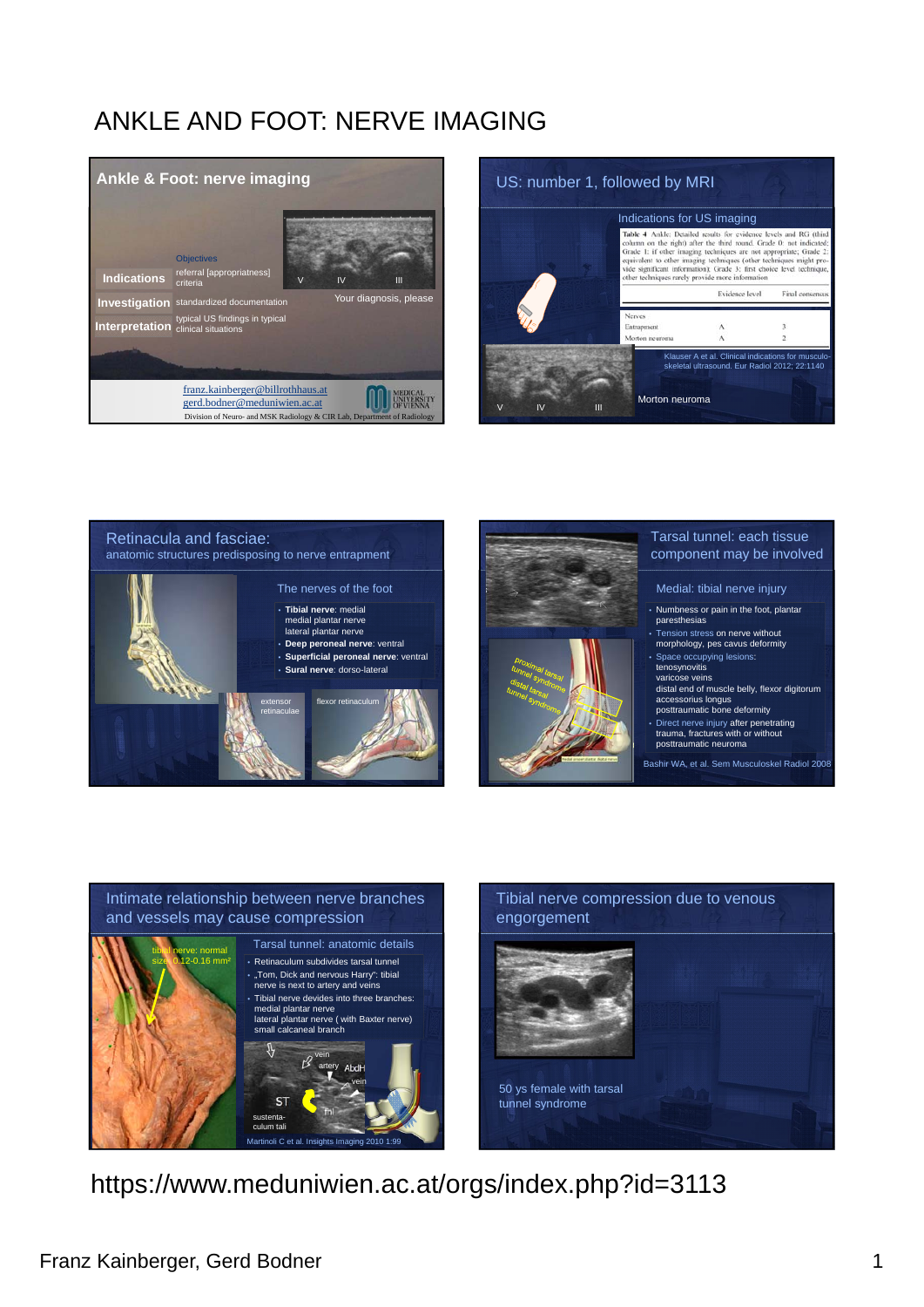# ANKLE AND FOOT: NERVE IMAGING

## Ankle & Foot: nerve imaging

Objectives

**Indications** referral [appropriatness] criteria

**Investigation** standardized documentation

**Interpretation** typical US findings in typical clinical situations

Your diagnosis, please

V IV III

franz.kainberger@billrothhaus.at
gerd.bodner@meduniwien.ac.at

MEDICAL UNIVERSITY OF VIENNA

Division of Neuro- and MSK Radiology & CIR Lab, Department of Radiology

## US: number 1, followed by MRI

Indications for US imaging

Table 4 Ankle: Detailed results for evidence levels and RG (third column on the right) after the third round. Grade 0: not indicated; Grade 1: if other imaging techniques are not appropriate; Grade 2: equivalent to other imaging techniques (other techniques might provide significant information); Grade 3: first choice level technique, other techniques rarely provide more information

| | Evidence level | Final consensus |
|---|---|---|
| Nerves | | |
| Entrapment | A | 3 |
| Morton neuroma | A | 2 |

Klauser A et al. Clinical indications for musculoskeletal ultrasound. Eur Radiol 2012; 22:1140

V IV III

Morton neuroma

## Retinacula and fasciae: anatomic structures predisposing to nerve entrapment

The nerves of the foot

- **Tibial nerve**: medial
  medial plantar nerve
  lateral plantar nerve
- **Deep peroneal nerve**: ventral
- **Superficial peroneal nerve**: ventral
- **Sural nerve**: dorso-lateral

extensor retinaculae

flexor retinaculum

## Tarsal tunnel: each tissue component may be involved

proximal tarsal tunnel syndrome

distal tarsal tunnel syndrome

Medial: tibial nerve injury

- Numbness or pain in the foot, plantar paresthesias
- Tension stress on nerve without morphology, pes cavus deformity
- Space occupying lesions:
  tenosynovitis
  varicose veins
  distal end of muscle belly, flexor digitorum accessorius longus
  posttraumatic bone deformity
- Direct nerve injury after penetrating trauma, fractures with or without posttraumatic neuroma

Bashir WA, et al. Sem Musculoskel Radiol 2008

## Intimate relationship between nerve branches and vessels may cause compression

tibial nerve: normal size: 0.12-0.16 mm²

Tarsal tunnel: anatomic details

- Retinaculum subdivides tarsal tunnel
- „Tom, Dick and nervous Harry": tibial nerve is next to artery and veins
- Tibial nerve devides into three branches:
  medial plantar nerve
  lateral plantar nerve ( with Baxter nerve)
  small calcaneal branch

vein, artery, AbdH, vein, ST, fhl, sustentaculum tali

Martinoli C et al. Insights Imaging 2010 1:99

## Tibial nerve compression due to venous engorgement

50 ys female with tarsal tunnel syndrome

https://www.meduniwien.ac.at/orgs/index.php?id=3113

Franz Kainberger, Gerd Bodner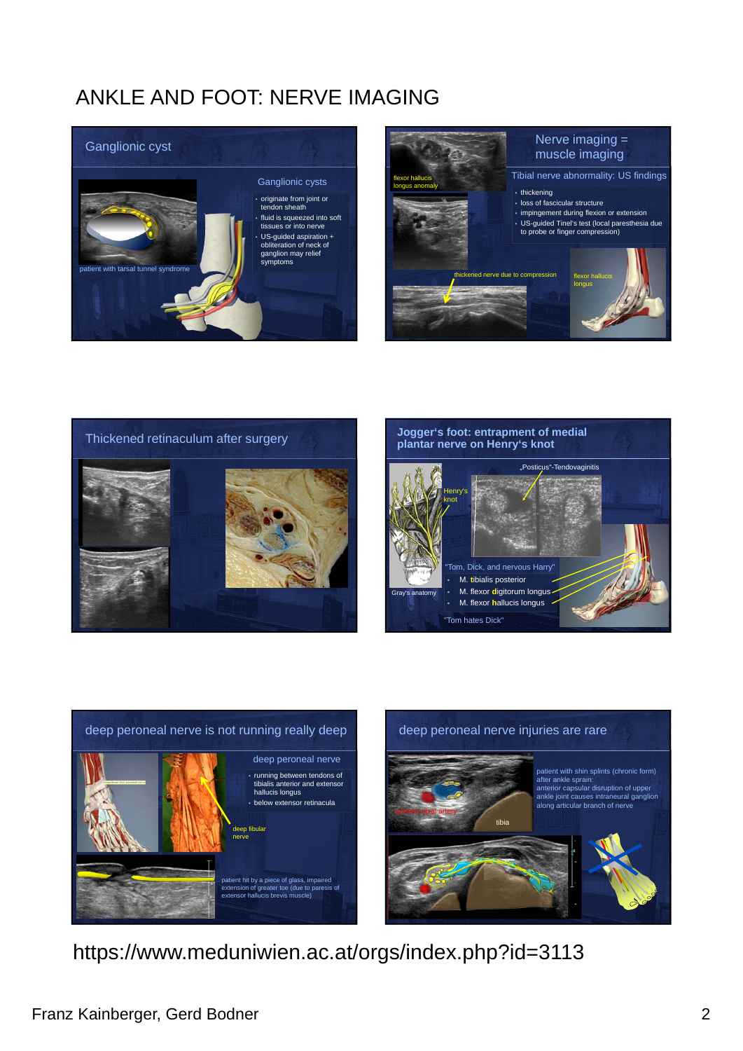# ANKLE AND FOOT: NERVE IMAGING

## Ganglionic cyst

patient with tarsal tunnel syndrome

### Ganglionic cysts

- originate from joint or tendon sheath
- fluid is squeezed into soft tissues or into nerve
- US-guided aspiration + obliteration of neck of ganglion may relief symptoms

## Nerve imaging = muscle imaging

flexor hallucis longus anomaly

### Tibial nerve abnormality: US findings

- thickening
- loss of fascicular structure
- impingement during flexion or extension
- US-guided Tinel's test (local paresthesia due to probe or finger compression)

thickened nerve due to compression

flexor hallucis longus

## Thickened retinaculum after surgery

## Jogger's foot: entrapment of medial plantar nerve on Henry's knot

„Posticus"-Tendovaginitis

Henry's knot

Gray's anatomy

"Tom, Dick, and nervous Harry"

- M. **t**ibialis posterior
- M. flexor **d**igitorum longus
- M. flexor **h**allucis longus

"Tom hates Dick"

## deep peroneal nerve is not running really deep

### deep peroneal nerve

- running between tendons of tibialis anterior and extensor hallucis longus
- below extensor retinacula

deep fibular nerve

patient hit by a piece of glass, impaired extension of greater toe (due to paresis of extensor hallucis brevis muscle)

## deep peroneal nerve injuries are rare

patient with shin splints (chronic form) after ankle sprain: anterior capsular disruption of upper ankle joint causes intraneural ganglion along articular branch of nerve

anterior tibial artery

tibia

https://www.meduniwien.ac.at/orgs/index.php?id=3113

Franz Kainberger, Gerd Bodner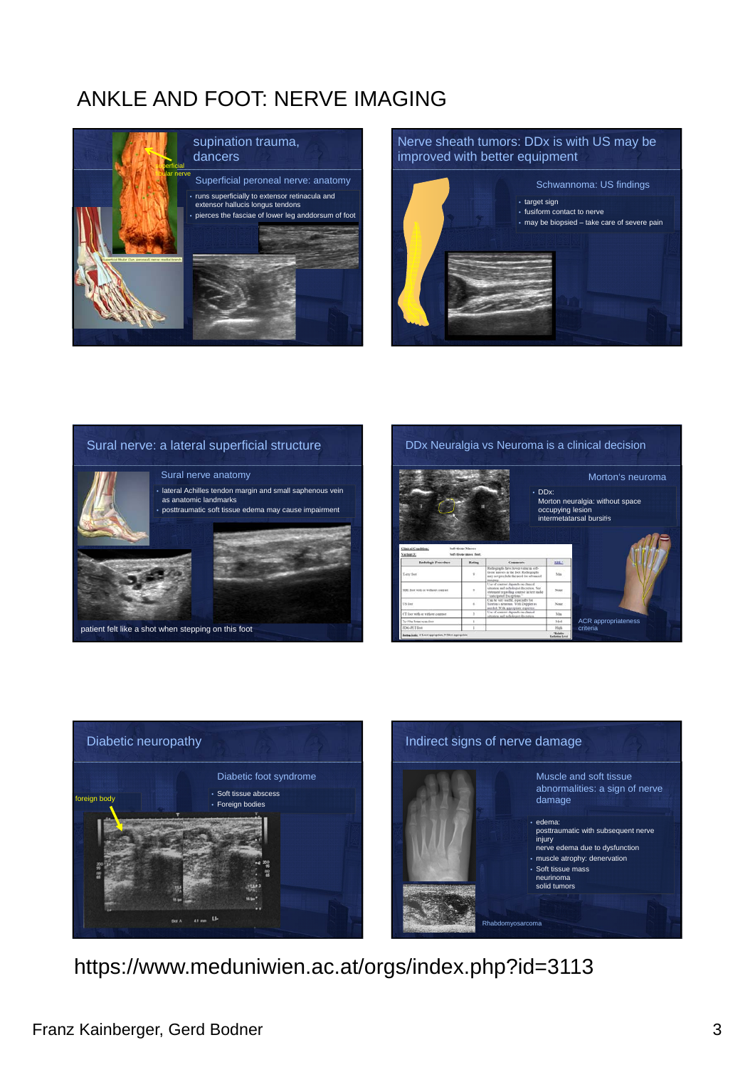# ANKLE AND FOOT: NERVE IMAGING

## supination trauma, dancers

superficial fibular nerve

### Superficial peroneal nerve: anatomy

- runs superficially to extensor retinacula and extensor hallucis longus tendons
- pierces the fasciae of lower leg anddorsum of foot

## Nerve sheath tumors: DDx is with US may be improved with better equipment

### Schwannoma: US findings

- target sign
- fusiform contact to nerve
- may be biopsied – take care of severe pain

## Sural nerve: a lateral superficial structure

### Sural nerve anatomy

- lateral Achilles tendon margin and small saphenous vein as anatomic landmarks
- posttraumatic soft tissue edema may cause impairment

patient felt like a shot when stepping on this foot

## DDx Neuralgia vs Neuroma is a clinical decision

### Morton's neuroma

- DDx:
  Morton neuralgia: without space occupying lesion
  intermetatarsal bursitis

ACR appropriateness criteria

## Diabetic neuropathy

### Diabetic foot syndrome

- Soft tissue abscess
- Foreign bodies

foreign body

## Indirect signs of nerve damage

### Muscle and soft tissue abnormalities: a sign of nerve damage

- edema:
  posttraumatic with subsequent nerve injury
  nerve edema due to dysfunction
- muscle atrophy: denervation
- Soft tissue mass
  neurinoma
  solid tumors

Rhabdomyosarcoma

https://www.meduniwien.ac.at/orgs/index.php?id=3113

Franz Kainberger, Gerd Bodner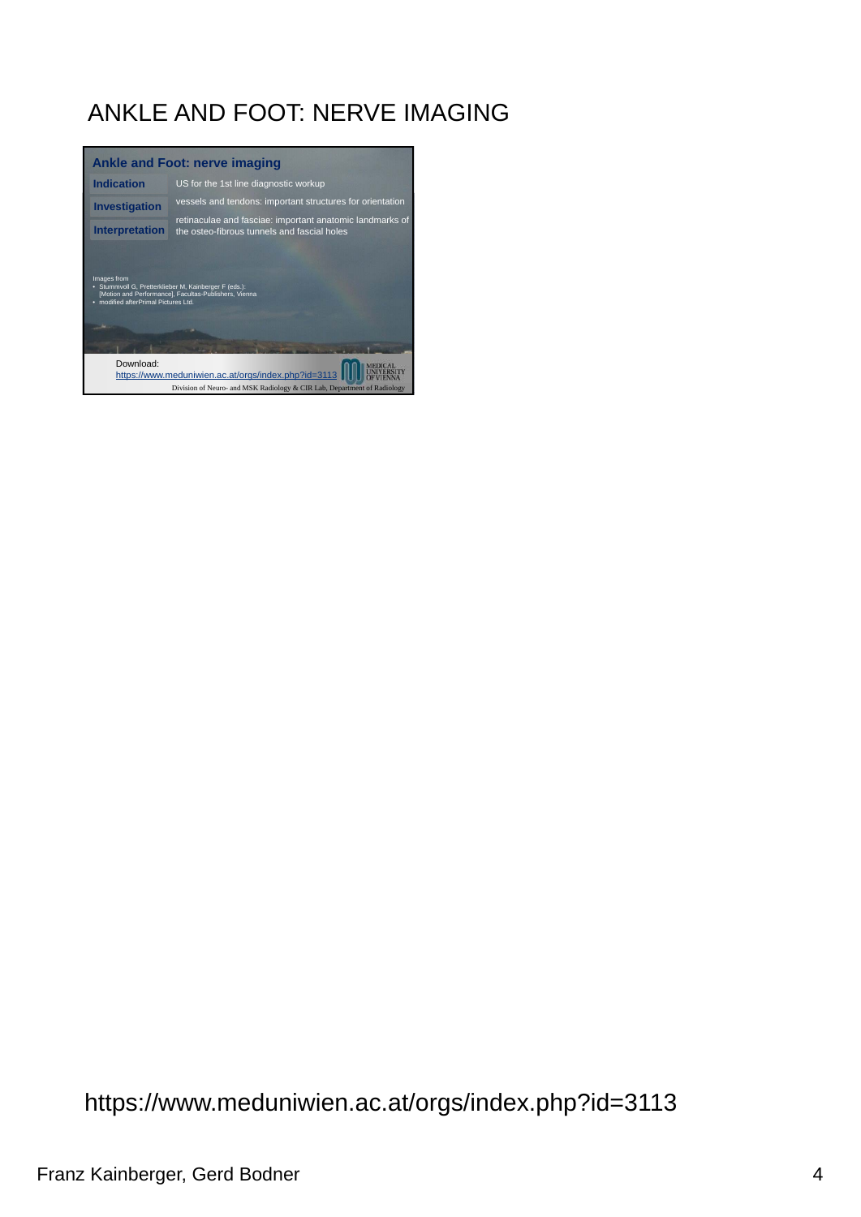# ANKLE AND FOOT: NERVE IMAGING

## Ankle and Foot: nerve imaging

| | |
|---|---|
| **Indication** | US for the 1st line diagnostic workup |
| **Investigation** | vessels and tendons: important structures for orientation |
| **Interpretation** | retinaculae and fasciae: important anatomic landmarks of the osteo-fibrous tunnels and fascial holes |

Images from
- Stummvoll G, Pretterklieber M, Kainberger F (eds.): [Motion and Performance], Facultas-Publishers, Vienna
- modified afterPrimal Pictures Ltd.

Download:
https://www.meduniwien.ac.at/orgs/index.php?id=3113

MEDICAL UNIVERSITY OF VIENNA

Division of Neuro- and MSK Radiology & CIR Lab, Department of Radiology

https://www.meduniwien.ac.at/orgs/index.php?id=3113